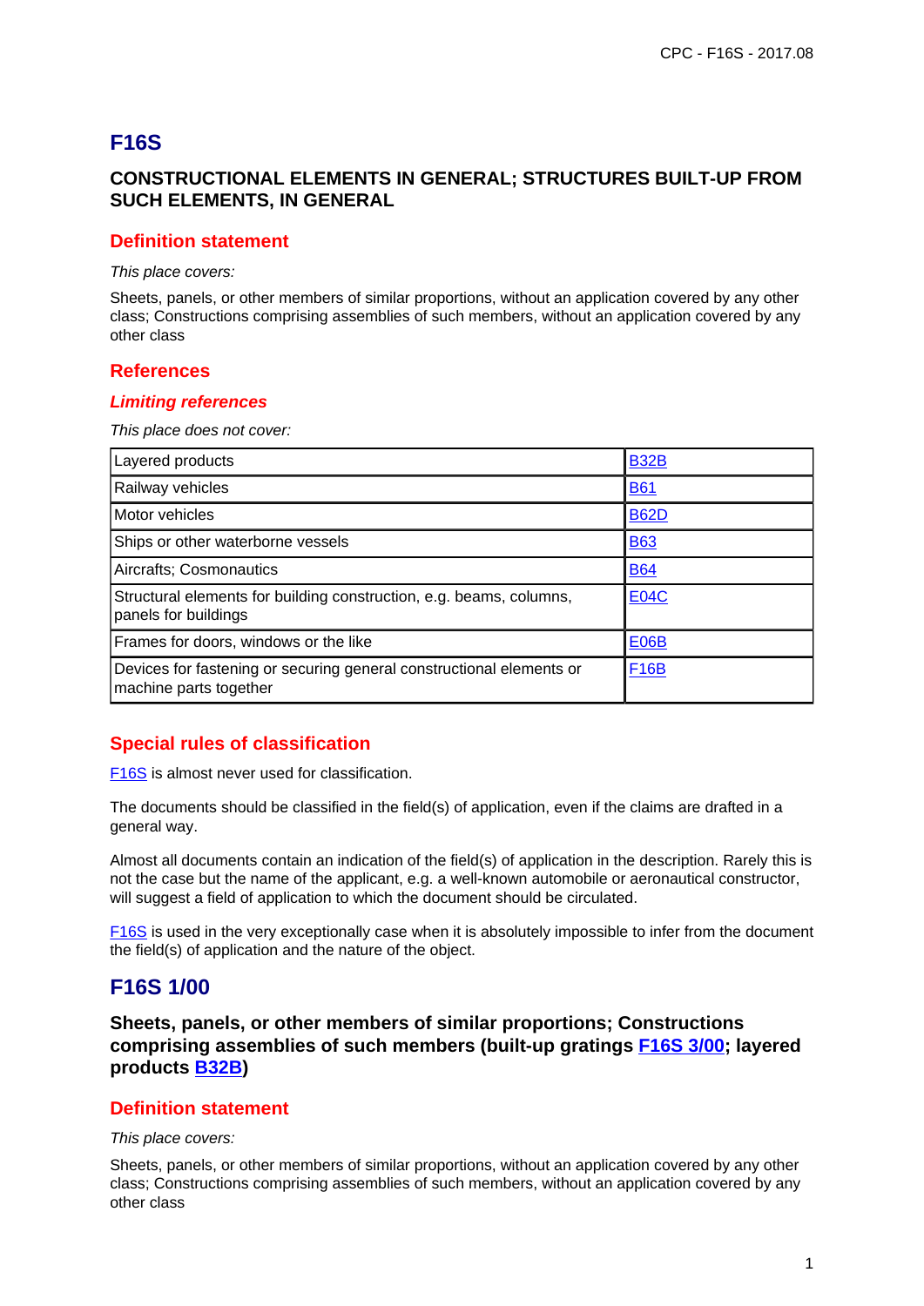# F16S

## CONSTRUCTIONAL ELEMENTS IN GENERAL; STRUCTURES BUILT-UP FROM SUCH ELEMENTS, IN GENERAL

### Definition statement

*This place covers:*

Sheets, panels, or other members of similar proportions, without an application covered by any other class; Constructions comprising assemblies of such members, without an application covered by any other class

### References

#### *Limiting references*

*This place does not cover:*

| | |
|---|---|
| Layered products | B32B |
| Railway vehicles | B61 |
| Motor vehicles | B62D |
| Ships or other waterborne vessels | B63 |
| Aircrafts; Cosmonautics | B64 |
| Structural elements for building construction, e.g. beams, columns, panels for buildings | E04C |
| Frames for doors, windows or the like | E06B |
| Devices for fastening or securing general constructional elements or machine parts together | F16B |

### Special rules of classification

F16S is almost never used for classification.

The documents should be classified in the field(s) of application, even if the claims are drafted in a general way.

Almost all documents contain an indication of the field(s) of application in the description. Rarely this is not the case but the name of the applicant, e.g. a well-known automobile or aeronautical constructor, will suggest a field of application to which the document should be circulated.

F16S is used in the very exceptionally case when it is absolutely impossible to infer from the document the field(s) of application and the nature of the object.

# F16S 1/00

## Sheets, panels, or other members of similar proportions; Constructions comprising assemblies of such members (built-up gratings F16S 3/00; layered products B32B)

### Definition statement

*This place covers:*

Sheets, panels, or other members of similar proportions, without an application covered by any other class; Constructions comprising assemblies of such members, without an application covered by any other class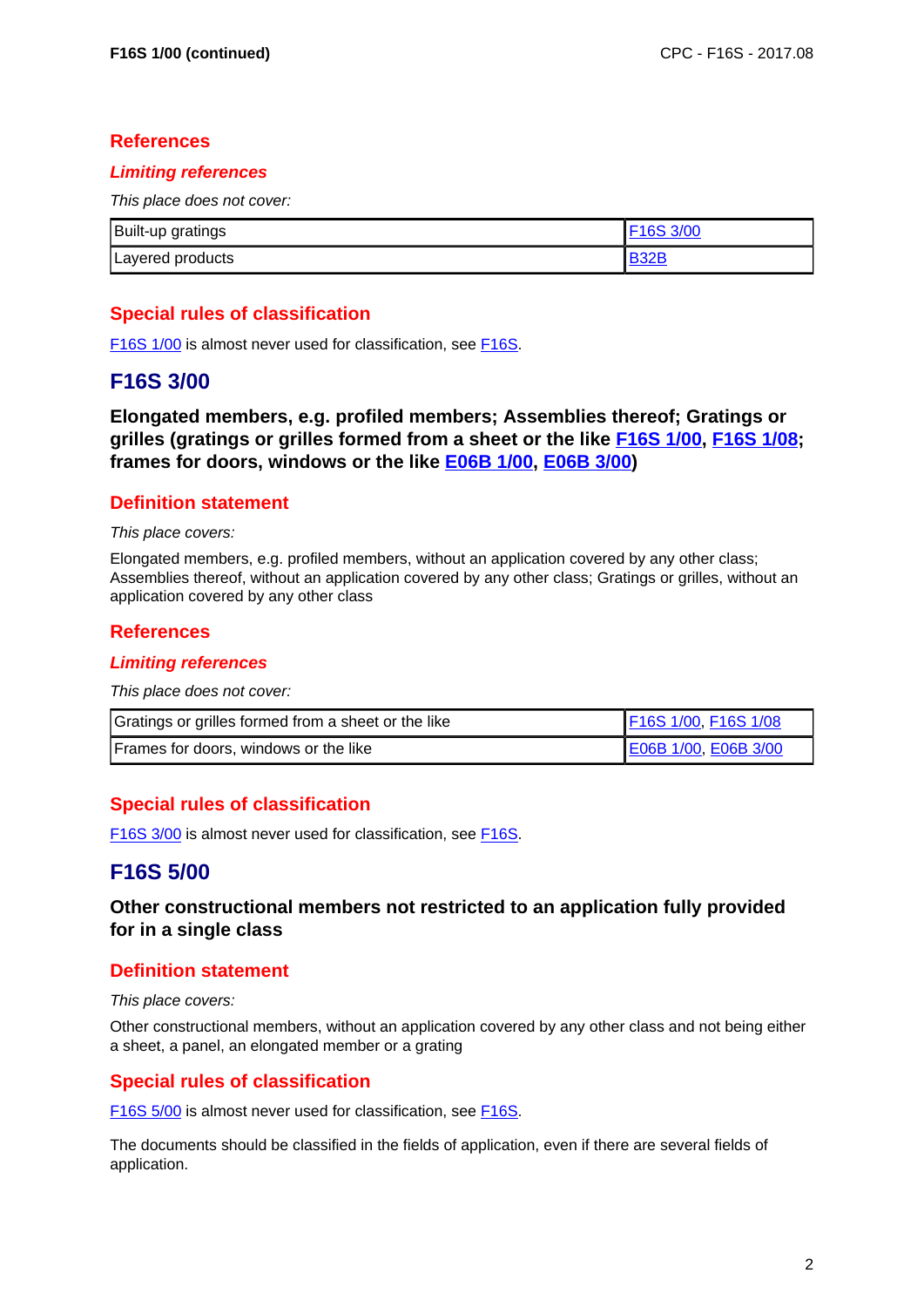## References

### *Limiting references*

*This place does not cover:*

| | |
|---|---|
| Built-up gratings | F16S 3/00 |
| Layered products | B32B |

## Special rules of classification

F16S 1/00 is almost never used for classification, see F16S.

# F16S 3/00

**Elongated members, e.g. profiled members; Assemblies thereof; Gratings or grilles (gratings or grilles formed from a sheet or the like F16S 1/00, F16S 1/08; frames for doors, windows or the like E06B 1/00, E06B 3/00)**

## Definition statement

*This place covers:*

Elongated members, e.g. profiled members, without an application covered by any other class; Assemblies thereof, without an application covered by any other class; Gratings or grilles, without an application covered by any other class

## References

### *Limiting references*

*This place does not cover:*

| | |
|---|---|
| Gratings or grilles formed from a sheet or the like | F16S 1/00, F16S 1/08 |
| Frames for doors, windows or the like | E06B 1/00, E06B 3/00 |

## Special rules of classification

F16S 3/00 is almost never used for classification, see F16S.

# F16S 5/00

**Other constructional members not restricted to an application fully provided for in a single class**

## Definition statement

*This place covers:*

Other constructional members, without an application covered by any other class and not being either a sheet, a panel, an elongated member or a grating

## Special rules of classification

F16S 5/00 is almost never used for classification, see F16S.

The documents should be classified in the fields of application, even if there are several fields of application.